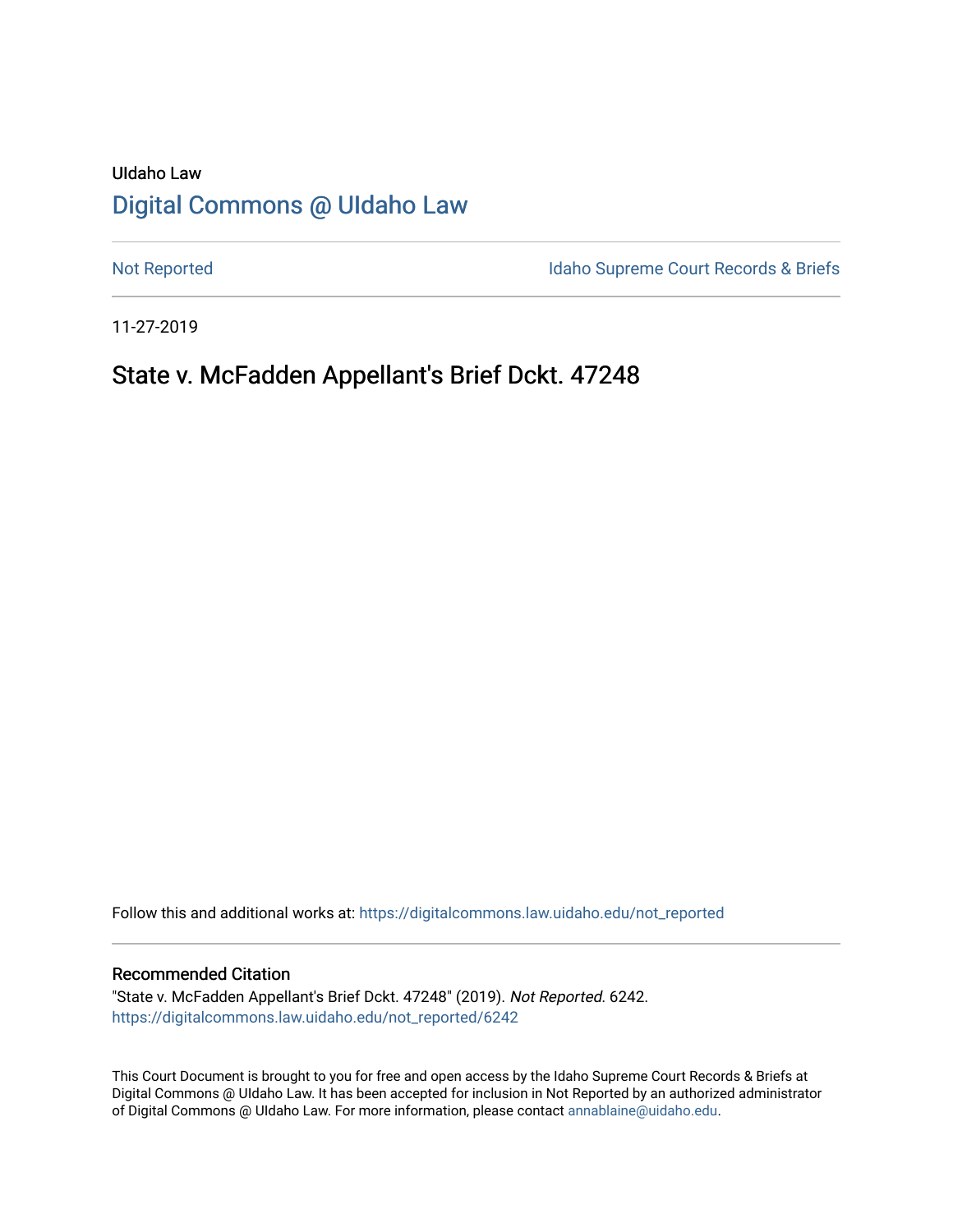UIdaho Law

[Digital Commons @ UIdaho Law](https://digitalcommons.law.uidaho.edu)

[Not Reported](https://digitalcommons.law.uidaho.edu/not_reported) | [Idaho Supreme Court Records & Briefs](https://digitalcommons.law.uidaho.edu/isc_records)

11-27-2019

# State v. McFadden Appellant's Brief Dckt. 47248

Follow this and additional works at: https://digitalcommons.law.uidaho.edu/not_reported

## Recommended Citation

"State v. McFadden Appellant's Brief Dckt. 47248" (2019). *Not Reported*. 6242.
https://digitalcommons.law.uidaho.edu/not_reported/6242

This Court Document is brought to you for free and open access by the Idaho Supreme Court Records & Briefs at Digital Commons @ UIdaho Law. It has been accepted for inclusion in Not Reported by an authorized administrator of Digital Commons @ UIdaho Law. For more information, please contact annablaine@uidaho.edu.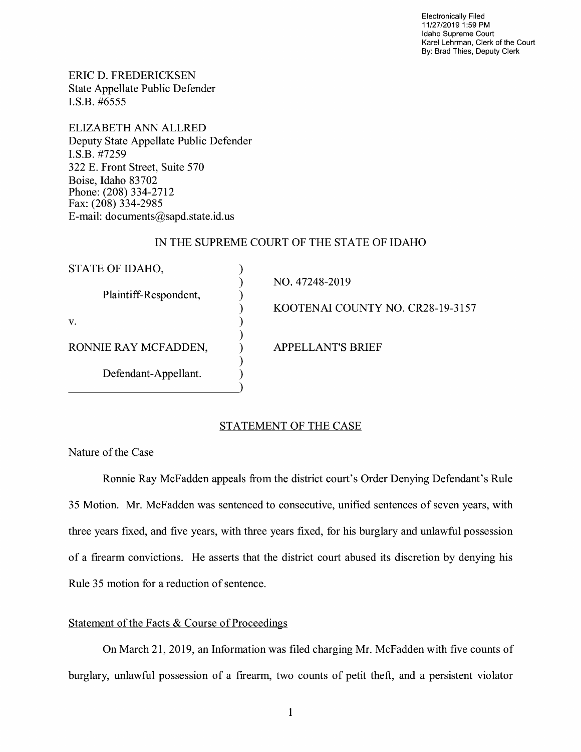Electronically Filed
11/27/2019 1:59 PM
Idaho Supreme Court
Karel Lehrman, Clerk of the Court
By: Brad Thies, Deputy Clerk

ERIC D. FREDERICKSEN
State Appellate Public Defender
I.S.B. #6555

ELIZABETH ANN ALLRED
Deputy State Appellate Public Defender
I.S.B. #7259
322 E. Front Street, Suite 570
Boise, Idaho 83702
Phone: (208) 334-2712
Fax: (208) 334-2985
E-mail: documents@sapd.state.id.us

IN THE SUPREME COURT OF THE STATE OF IDAHO

| | |
|---|---|
| STATE OF IDAHO, | NO. 47248-2019 |
| Plaintiff-Respondent, | KOOTENAI COUNTY NO. CR28-19-3157 |
| v. | |
| RONNIE RAY MCFADDEN, | APPELLANT'S BRIEF |
| Defendant-Appellant. | |

## STATEMENT OF THE CASE

### Nature of the Case

Ronnie Ray McFadden appeals from the district court's Order Denying Defendant's Rule 35 Motion. Mr. McFadden was sentenced to consecutive, unified sentences of seven years, with three years fixed, and five years, with three years fixed, for his burglary and unlawful possession of a firearm convictions. He asserts that the district court abused its discretion by denying his Rule 35 motion for a reduction of sentence.

### Statement of the Facts & Course of Proceedings

On March 21, 2019, an Information was filed charging Mr. McFadden with five counts of burglary, unlawful possession of a firearm, two counts of petit theft, and a persistent violator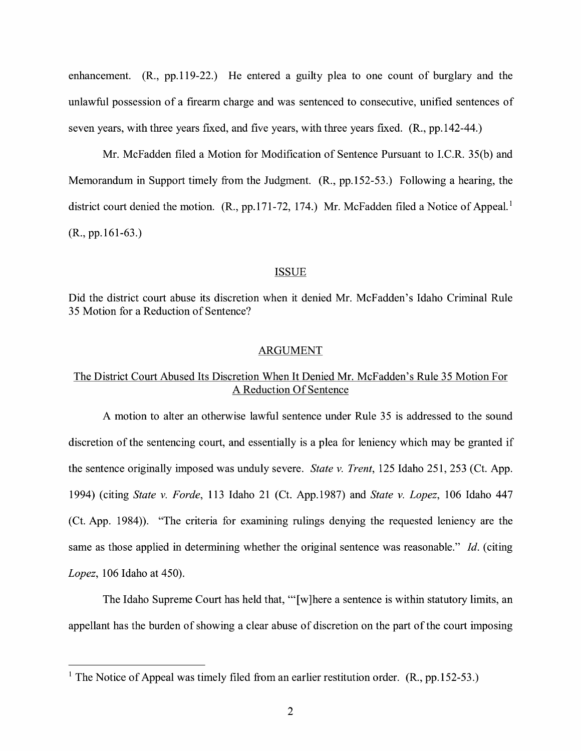enhancement. (R., pp.119-22.) He entered a guilty plea to one count of burglary and the unlawful possession of a firearm charge and was sentenced to consecutive, unified sentences of seven years, with three years fixed, and five years, with three years fixed. (R., pp.142-44.)

Mr. McFadden filed a Motion for Modification of Sentence Pursuant to I.C.R. 35(b) and Memorandum in Support timely from the Judgment. (R., pp.152-53.) Following a hearing, the district court denied the motion. (R., pp.171-72, 174.) Mr. McFadden filed a Notice of Appeal.[1] (R., pp.161-63.)

## ISSUE

Did the district court abuse its discretion when it denied Mr. McFadden's Idaho Criminal Rule 35 Motion for a Reduction of Sentence?

## ARGUMENT

### The District Court Abused Its Discretion When It Denied Mr. McFadden's Rule 35 Motion For A Reduction Of Sentence

A motion to alter an otherwise lawful sentence under Rule 35 is addressed to the sound discretion of the sentencing court, and essentially is a plea for leniency which may be granted if the sentence originally imposed was unduly severe. *State v. Trent*, 125 Idaho 251, 253 (Ct. App. 1994) (citing *State v. Forde*, 113 Idaho 21 (Ct. App.1987) and *State v. Lopez*, 106 Idaho 447 (Ct. App. 1984)). "The criteria for examining rulings denying the requested leniency are the same as those applied in determining whether the original sentence was reasonable." *Id*. (citing *Lopez*, 106 Idaho at 450).

The Idaho Supreme Court has held that, "'[w]here a sentence is within statutory limits, an appellant has the burden of showing a clear abuse of discretion on the part of the court imposing

---

[1] The Notice of Appeal was timely filed from an earlier restitution order. (R., pp.152-53.)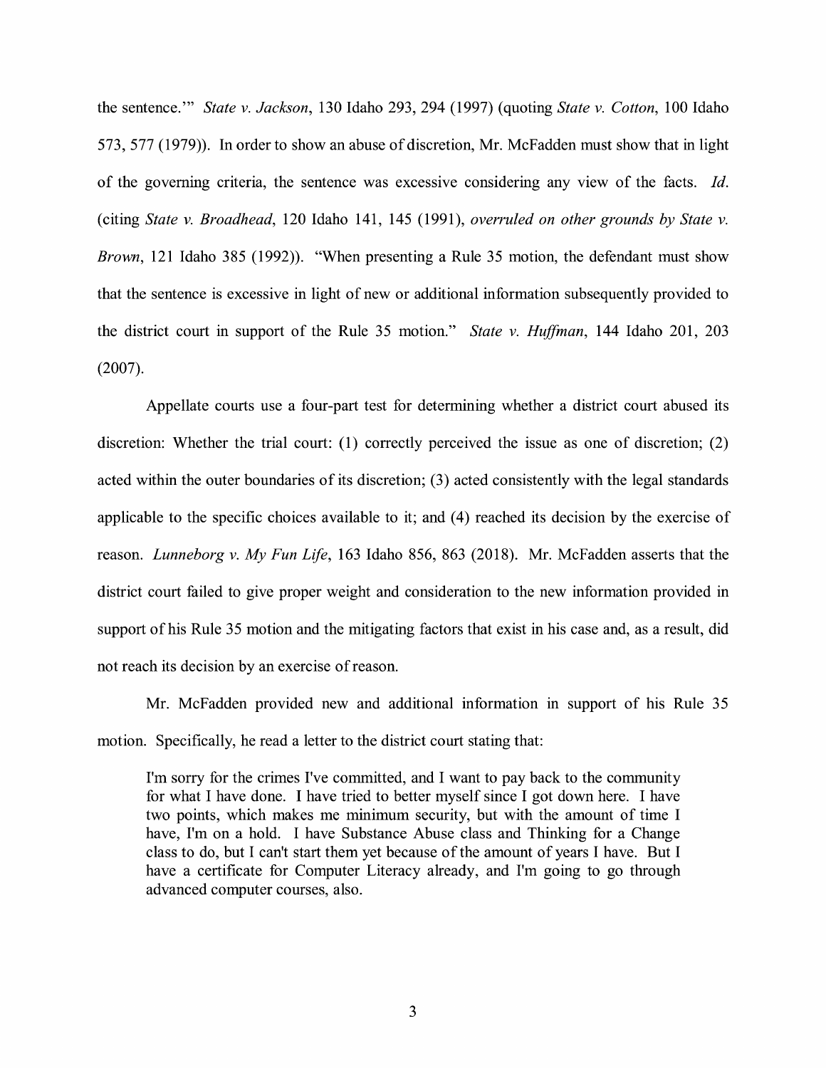the sentence.'" *State v. Jackson*, 130 Idaho 293, 294 (1997) (quoting *State v. Cotton*, 100 Idaho 573, 577 (1979)). In order to show an abuse of discretion, Mr. McFadden must show that in light of the governing criteria, the sentence was excessive considering any view of the facts. *Id.* (citing *State v. Broadhead*, 120 Idaho 141, 145 (1991), *overruled on other grounds by State v. Brown*, 121 Idaho 385 (1992)). "When presenting a Rule 35 motion, the defendant must show that the sentence is excessive in light of new or additional information subsequently provided to the district court in support of the Rule 35 motion." *State v. Huffman*, 144 Idaho 201, 203 (2007).

Appellate courts use a four-part test for determining whether a district court abused its discretion: Whether the trial court: (1) correctly perceived the issue as one of discretion; (2) acted within the outer boundaries of its discretion; (3) acted consistently with the legal standards applicable to the specific choices available to it; and (4) reached its decision by the exercise of reason. *Lunneborg v. My Fun Life*, 163 Idaho 856, 863 (2018). Mr. McFadden asserts that the district court failed to give proper weight and consideration to the new information provided in support of his Rule 35 motion and the mitigating factors that exist in his case and, as a result, did not reach its decision by an exercise of reason.

Mr. McFadden provided new and additional information in support of his Rule 35 motion. Specifically, he read a letter to the district court stating that:

> I'm sorry for the crimes I've committed, and I want to pay back to the community for what I have done. I have tried to better myself since I got down here. I have two points, which makes me minimum security, but with the amount of time I have, I'm on a hold. I have Substance Abuse class and Thinking for a Change class to do, but I can't start them yet because of the amount of years I have. But I have a certificate for Computer Literacy already, and I'm going to go through advanced computer courses, also.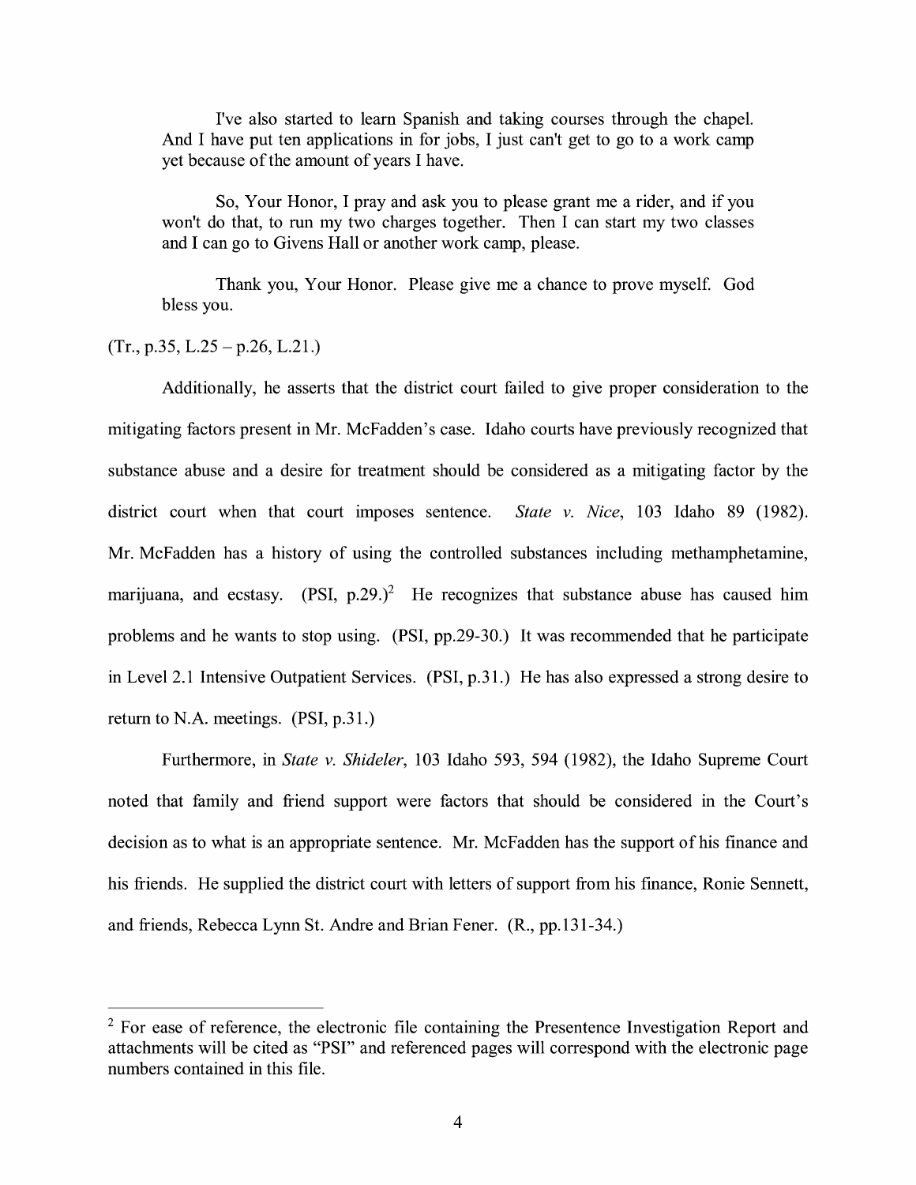> I've also started to learn Spanish and taking courses through the chapel. And I have put ten applications in for jobs, I just can't get to go to a work camp yet because of the amount of years I have.
>
> So, Your Honor, I pray and ask you to please grant me a rider, and if you won't do that, to run my two charges together. Then I can start my two classes and I can go to Givens Hall or another work camp, please.
>
> Thank you, Your Honor. Please give me a chance to prove myself. God bless you.

(Tr., p.35, L.25 – p.26, L.21.)

Additionally, he asserts that the district court failed to give proper consideration to the mitigating factors present in Mr. McFadden's case. Idaho courts have previously recognized that substance abuse and a desire for treatment should be considered as a mitigating factor by the district court when that court imposes sentence. *State v. Nice*, 103 Idaho 89 (1982). Mr. McFadden has a history of using the controlled substances including methamphetamine, marijuana, and ecstasy. (PSI, p.29.)[2] He recognizes that substance abuse has caused him problems and he wants to stop using. (PSI, pp.29-30.) It was recommended that he participate in Level 2.1 Intensive Outpatient Services. (PSI, p.31.) He has also expressed a strong desire to return to N.A. meetings. (PSI, p.31.)

Furthermore, in *State v. Shideler*, 103 Idaho 593, 594 (1982), the Idaho Supreme Court noted that family and friend support were factors that should be considered in the Court's decision as to what is an appropriate sentence. Mr. McFadden has the support of his finance and his friends. He supplied the district court with letters of support from his finance, Ronie Sennett, and friends, Rebecca Lynn St. Andre and Brian Fener. (R., pp.131-34.)

---

[2] For ease of reference, the electronic file containing the Presentence Investigation Report and attachments will be cited as "PSI" and referenced pages will correspond with the electronic page numbers contained in this file.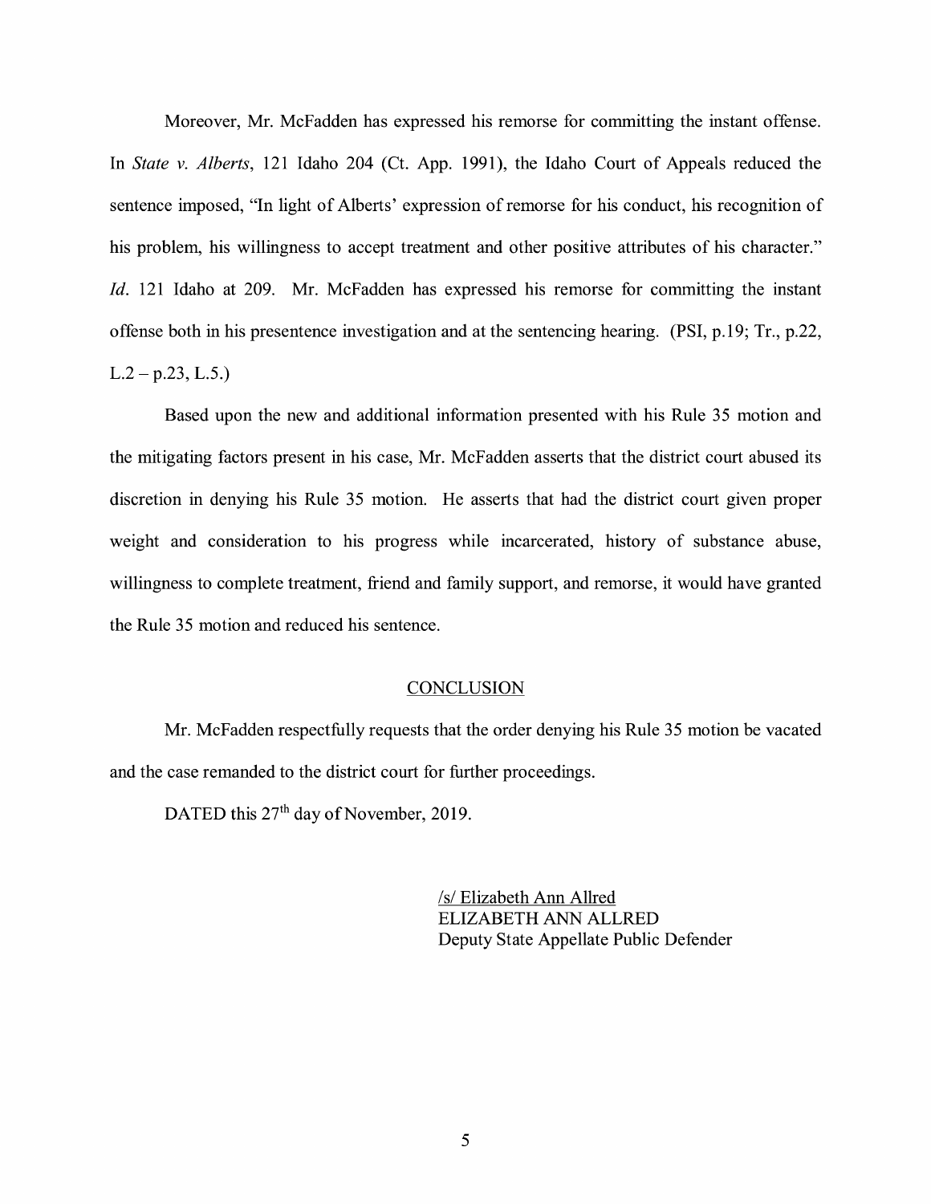Moreover, Mr. McFadden has expressed his remorse for committing the instant offense. In *State v. Alberts*, 121 Idaho 204 (Ct. App. 1991), the Idaho Court of Appeals reduced the sentence imposed, "In light of Alberts' expression of remorse for his conduct, his recognition of his problem, his willingness to accept treatment and other positive attributes of his character." *Id*. 121 Idaho at 209. Mr. McFadden has expressed his remorse for committing the instant offense both in his presentence investigation and at the sentencing hearing. (PSI, p.19; Tr., p.22, L.2 – p.23, L.5.)

Based upon the new and additional information presented with his Rule 35 motion and the mitigating factors present in his case, Mr. McFadden asserts that the district court abused its discretion in denying his Rule 35 motion. He asserts that had the district court given proper weight and consideration to his progress while incarcerated, history of substance abuse, willingness to complete treatment, friend and family support, and remorse, it would have granted the Rule 35 motion and reduced his sentence.

## CONCLUSION

Mr. McFadden respectfully requests that the order denying his Rule 35 motion be vacated and the case remanded to the district court for further proceedings.

DATED this 27th day of November, 2019.

/s/ Elizabeth Ann Allred
ELIZABETH ANN ALLRED
Deputy State Appellate Public Defender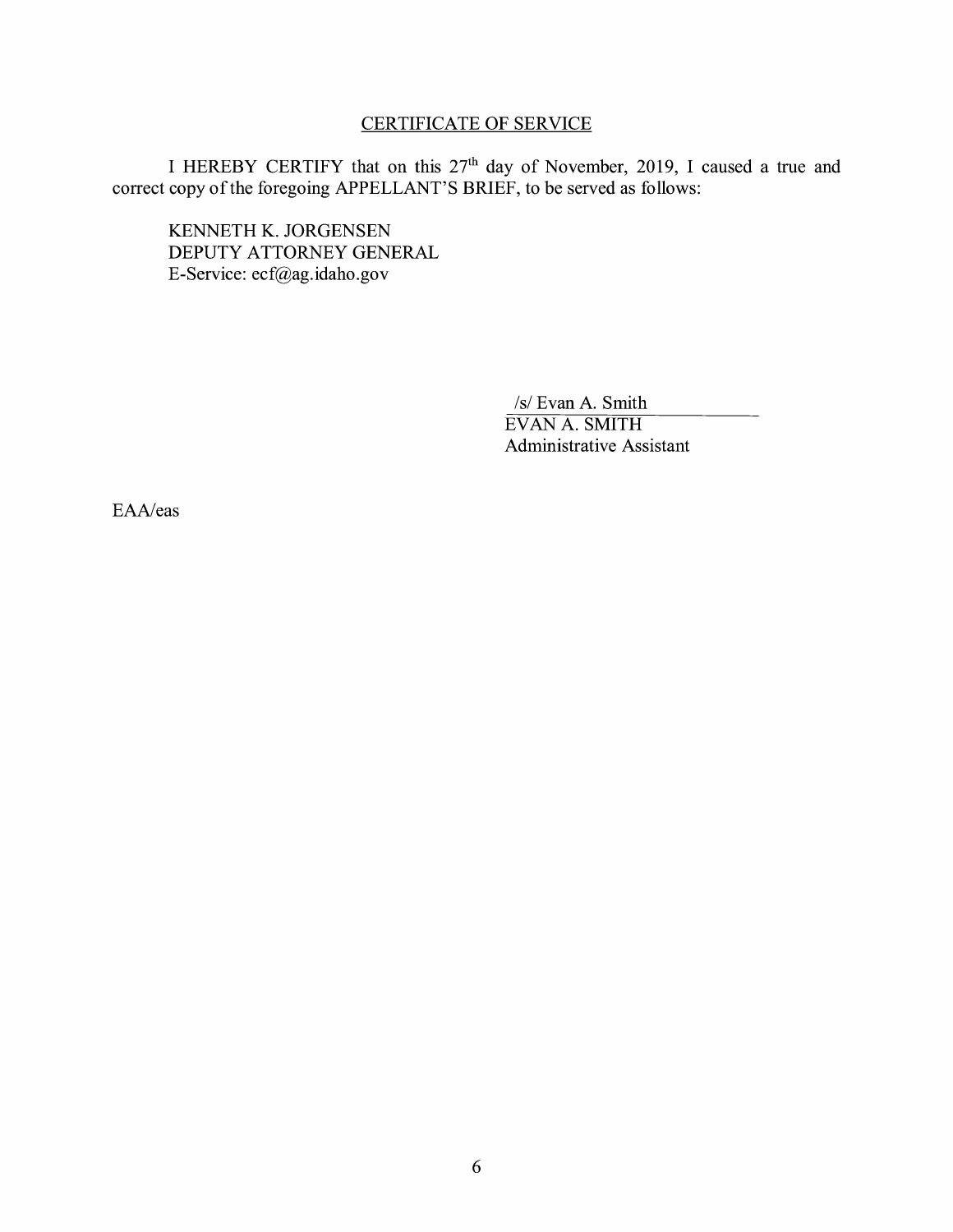## CERTIFICATE OF SERVICE

I HEREBY CERTIFY that on this 27th day of November, 2019, I caused a true and correct copy of the foregoing APPELLANT'S BRIEF, to be served as follows:

KENNETH K. JORGENSEN
DEPUTY ATTORNEY GENERAL
E-Service: ecf@ag.idaho.gov

/s/ Evan A. Smith
EVAN A. SMITH
Administrative Assistant

EAA/eas